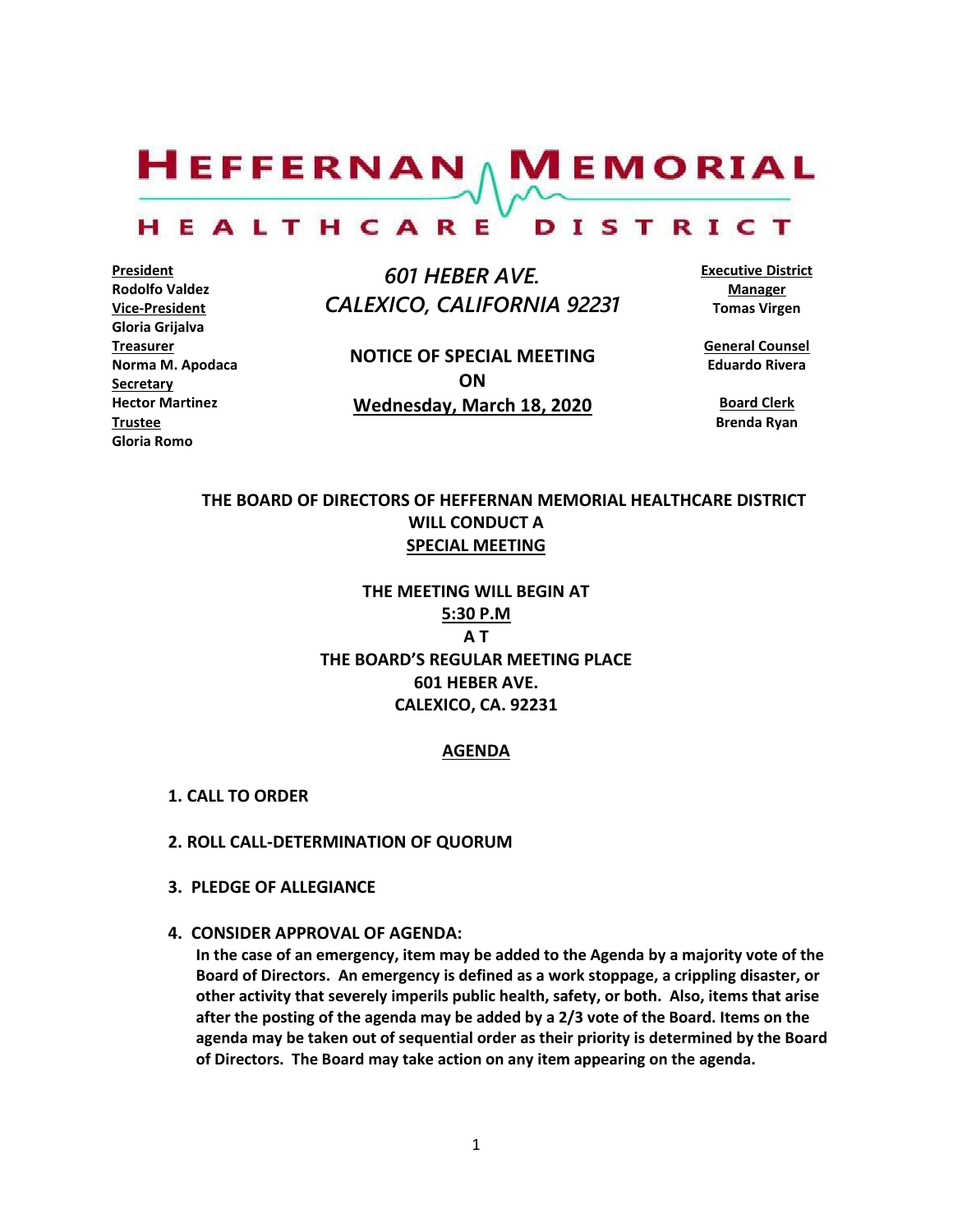# HEFFERNAN MEMORIAL HEALTHCARE DISTRICT

**President**
**Rodolfo Valdez**
**Vice-President**
**Gloria Grijalva**
**Treasurer**
**Norma M. Apodaca**
**Secretary**
**Hector Martinez**
**Trustee**
**Gloria Romo**

*601 HEBER AVE.*
*CALEXICO, CALIFORNIA 92231*

**NOTICE OF SPECIAL MEETING**
**ON**
**Wednesday, March 18, 2020**

**Executive District Manager**
**Tomas Virgen**

**General Counsel**
**Eduardo Rivera**

**Board Clerk**
**Brenda Ryan**

**THE BOARD OF DIRECTORS OF HEFFERNAN MEMORIAL HEALTHCARE DISTRICT WILL CONDUCT A SPECIAL MEETING**

**THE MEETING WILL BEGIN AT**
**5:30 P.M**
**A T**
**THE BOARD'S REGULAR MEETING PLACE**
**601 HEBER AVE.**
**CALEXICO, CA. 92231**

## AGENDA

**1. CALL TO ORDER**

**2. ROLL CALL-DETERMINATION OF QUORUM**

**3. PLEDGE OF ALLEGIANCE**

**4. CONSIDER APPROVAL OF AGENDA:**
**In the case of an emergency, item may be added to the Agenda by a majority vote of the Board of Directors. An emergency is defined as a work stoppage, a crippling disaster, or other activity that severely imperils public health, safety, or both. Also, items that arise after the posting of the agenda may be added by a 2/3 vote of the Board. Items on the agenda may be taken out of sequential order as their priority is determined by the Board of Directors. The Board may take action on any item appearing on the agenda.**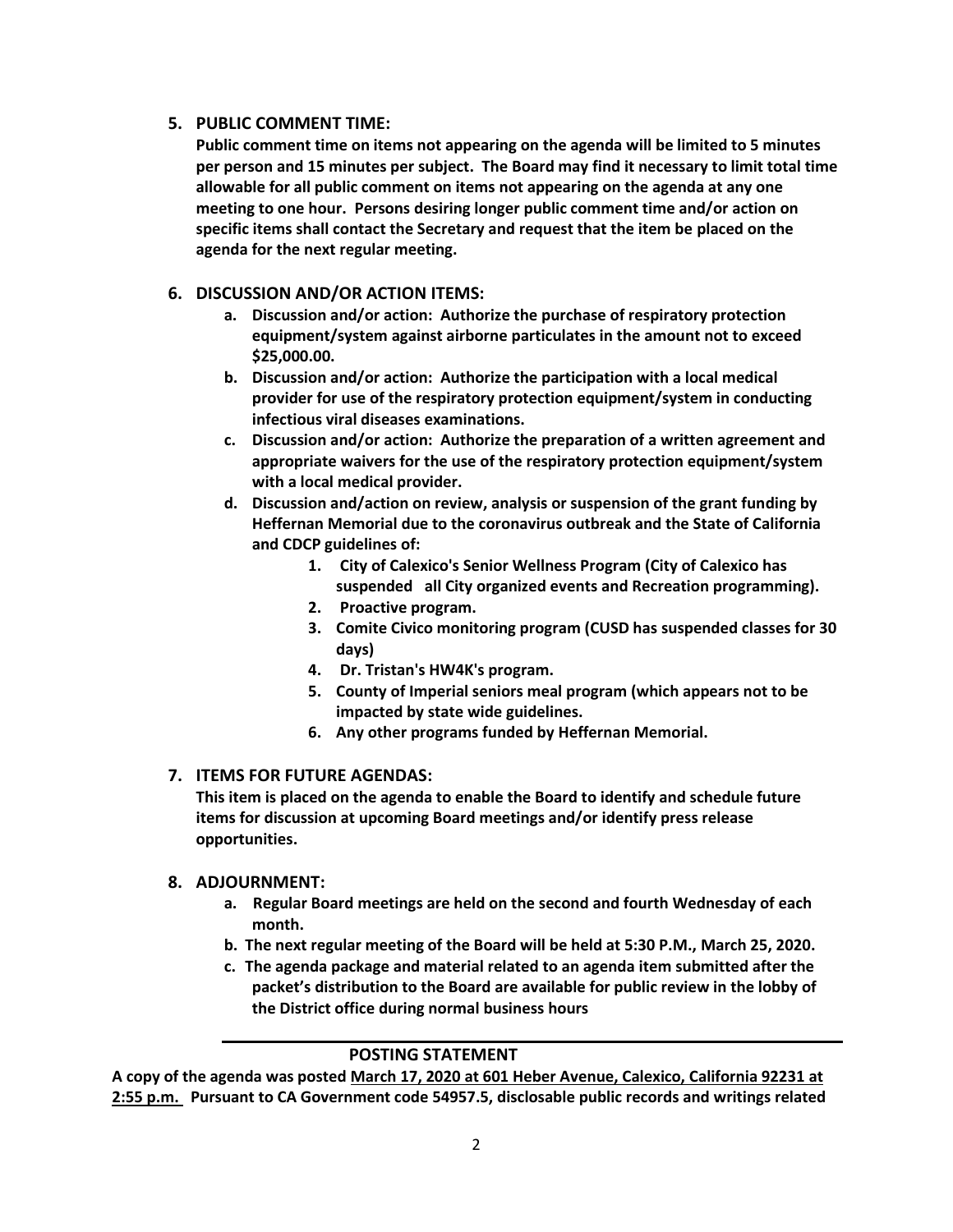5. **PUBLIC COMMENT TIME:**
   **Public comment time on items not appearing on the agenda will be limited to 5 minutes per person and 15 minutes per subject. The Board may find it necessary to limit total time allowable for all public comment on items not appearing on the agenda at any one meeting to one hour. Persons desiring longer public comment time and/or action on specific items shall contact the Secretary and request that the item be placed on the agenda for the next regular meeting.**

6. **DISCUSSION AND/OR ACTION ITEMS:**
   a. **Discussion and/or action: Authorize the purchase of respiratory protection equipment/system against airborne particulates in the amount not to exceed $25,000.00.**
   b. **Discussion and/or action: Authorize the participation with a local medical provider for use of the respiratory protection equipment/system in conducting infectious viral diseases examinations.**
   c. **Discussion and/or action: Authorize the preparation of a written agreement and appropriate waivers for the use of the respiratory protection equipment/system with a local medical provider.**
   d. **Discussion and/action on review, analysis or suspension of the grant funding by Heffernan Memorial due to the coronavirus outbreak and the State of California and CDCP guidelines of:**
      1. **City of Calexico's Senior Wellness Program (City of Calexico has suspended all City organized events and Recreation programming).**
      2. **Proactive program.**
      3. **Comite Civico monitoring program (CUSD has suspended classes for 30 days)**
      4. **Dr. Tristan's HW4K's program.**
      5. **County of Imperial seniors meal program (which appears not to be impacted by state wide guidelines.**
      6. **Any other programs funded by Heffernan Memorial.**

7. **ITEMS FOR FUTURE AGENDAS:**
   **This item is placed on the agenda to enable the Board to identify and schedule future items for discussion at upcoming Board meetings and/or identify press release opportunities.**

8. **ADJOURNMENT:**
   a. **Regular Board meetings are held on the second and fourth Wednesday of each month.**
   b. **The next regular meeting of the Board will be held at 5:30 P.M., March 25, 2020.**
   c. **The agenda package and material related to an agenda item submitted after the packet's distribution to the Board are available for public review in the lobby of the District office during normal business hours**

---

**POSTING STATEMENT**

**A copy of the agenda was posted <u>March 17, 2020 at 601 Heber Avenue, Calexico, California 92231 at 2:55 p.m.</u> Pursuant to CA Government code 54957.5, disclosable public records and writings related**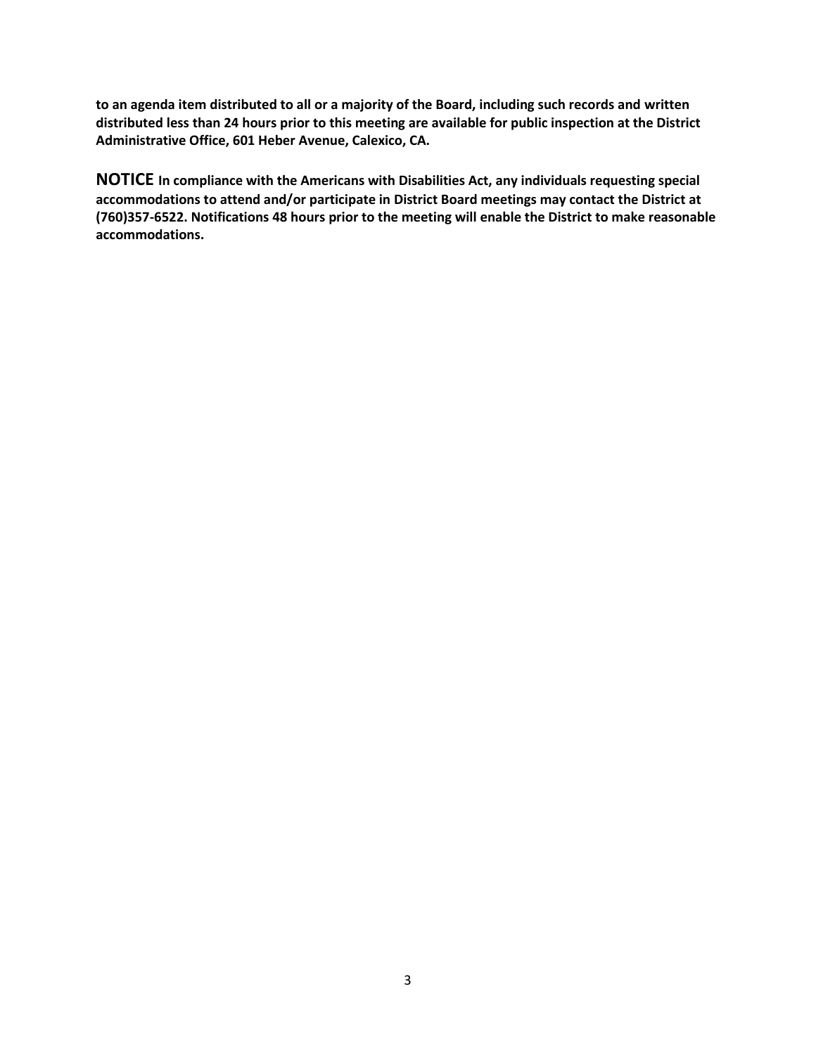**to an agenda item distributed to all or a majority of the Board, including such records and written distributed less than 24 hours prior to this meeting are available for public inspection at the District Administrative Office, 601 Heber Avenue, Calexico, CA.**

**NOTICE In compliance with the Americans with Disabilities Act, any individuals requesting special accommodations to attend and/or participate in District Board meetings may contact the District at (760)357-6522. Notifications 48 hours prior to the meeting will enable the District to make reasonable accommodations.**